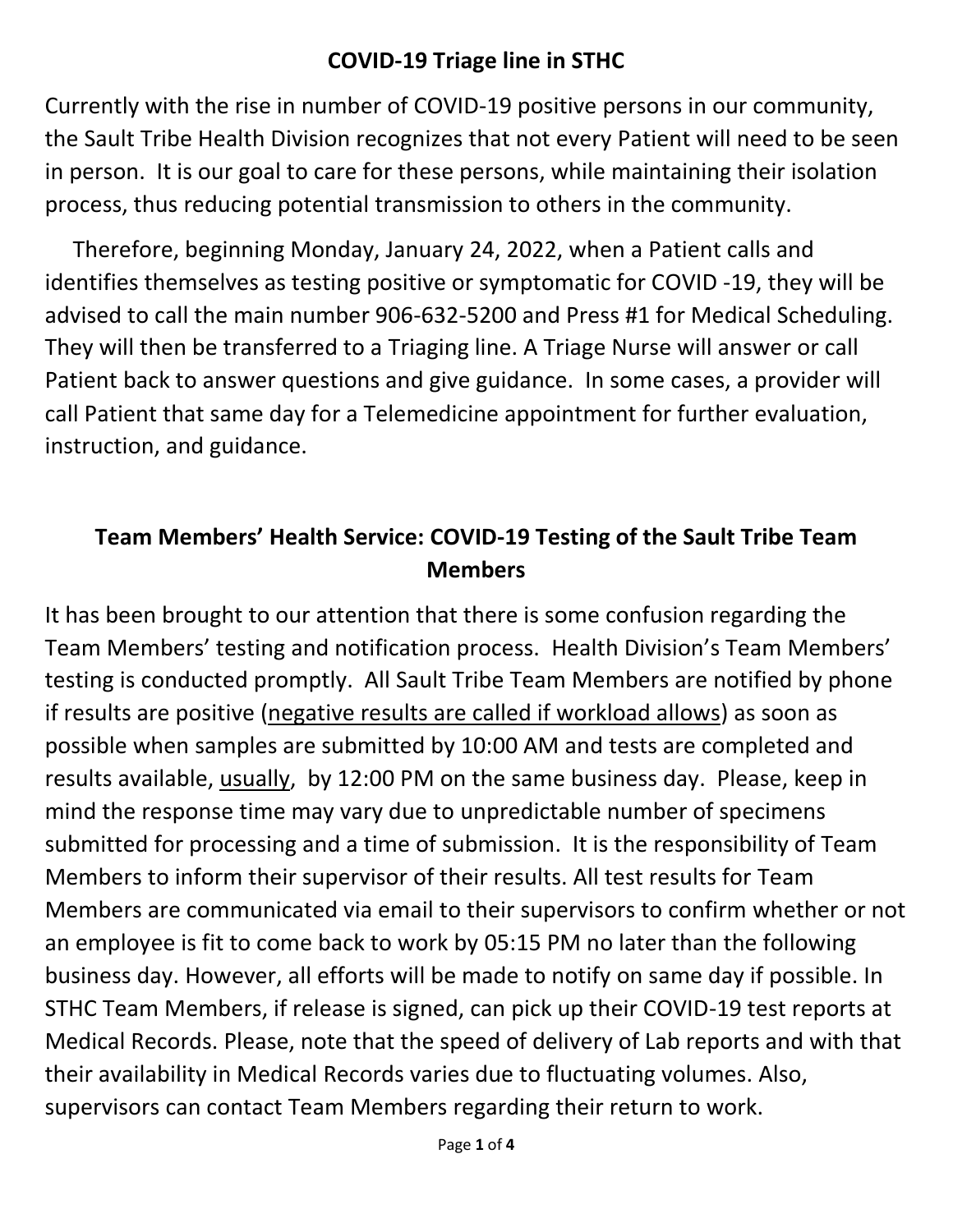## COVID-19 Triage line in STHC

Currently with the rise in number of COVID-19 positive persons in our community, the Sault Tribe Health Division recognizes that not every Patient will need to be seen in person. It is our goal to care for these persons, while maintaining their isolation process, thus reducing potential transmission to others in the community.

Therefore, beginning Monday, January 24, 2022, when a Patient calls and identifies themselves as testing positive or symptomatic for COVID -19, they will be advised to call the main number 906-632-5200 and Press #1 for Medical Scheduling. They will then be transferred to a Triaging line. A Triage Nurse will answer or call Patient back to answer questions and give guidance. In some cases, a provider will call Patient that same day for a Telemedicine appointment for further evaluation, instruction, and guidance.

## Team Members' Health Service: COVID-19 Testing of the Sault Tribe Team Members

It has been brought to our attention that there is some confusion regarding the Team Members' testing and notification process. Health Division's Team Members' testing is conducted promptly. All Sault Tribe Team Members are notified by phone if results are positive (<u>negative results are called if workload allows</u>) as soon as possible when samples are submitted by 10:00 AM and tests are completed and results available, <u>usually</u>, by 12:00 PM on the same business day. Please, keep in mind the response time may vary due to unpredictable number of specimens submitted for processing and a time of submission. It is the responsibility of Team Members to inform their supervisor of their results. All test results for Team Members are communicated via email to their supervisors to confirm whether or not an employee is fit to come back to work by 05:15 PM no later than the following business day. However, all efforts will be made to notify on same day if possible. In STHC Team Members, if release is signed, can pick up their COVID-19 test reports at Medical Records. Please, note that the speed of delivery of Lab reports and with that their availability in Medical Records varies due to fluctuating volumes. Also, supervisors can contact Team Members regarding their return to work.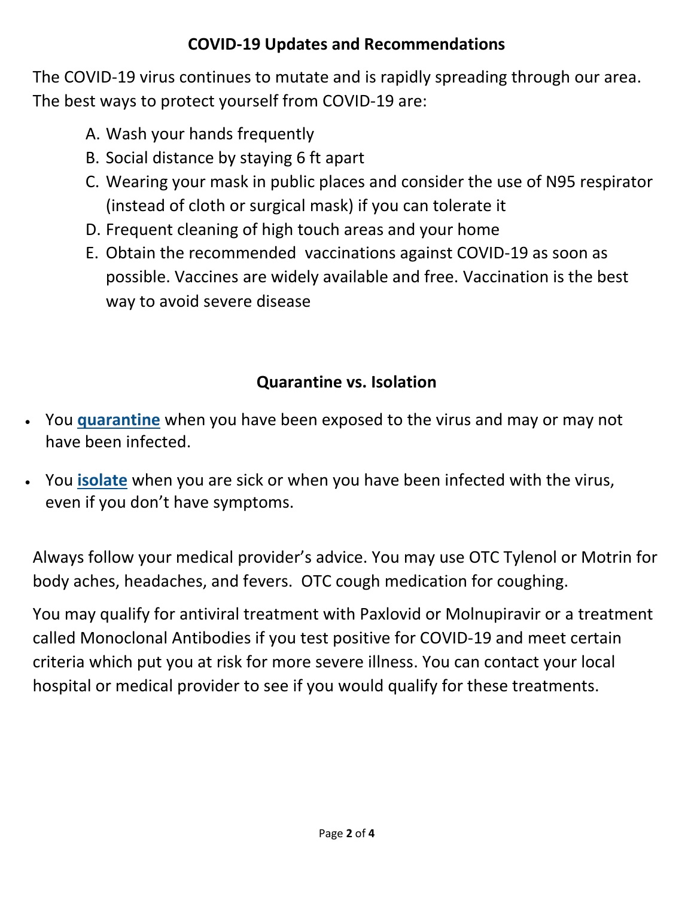## COVID-19 Updates and Recommendations

The COVID-19 virus continues to mutate and is rapidly spreading through our area. The best ways to protect yourself from COVID-19 are:

A. Wash your hands frequently
B. Social distance by staying 6 ft apart
C. Wearing your mask in public places and consider the use of N95 respirator (instead of cloth or surgical mask) if you can tolerate it
D. Frequent cleaning of high touch areas and your home
E. Obtain the recommended vaccinations against COVID-19 as soon as possible. Vaccines are widely available and free. Vaccination is the best way to avoid severe disease

## Quarantine vs. Isolation

- You **quarantine** when you have been exposed to the virus and may or may not have been infected.
- You **isolate** when you are sick or when you have been infected with the virus, even if you don't have symptoms.

Always follow your medical provider's advice. You may use OTC Tylenol or Motrin for body aches, headaches, and fevers. OTC cough medication for coughing.

You may qualify for antiviral treatment with Paxlovid or Molnupiravir or a treatment called Monoclonal Antibodies if you test positive for COVID-19 and meet certain criteria which put you at risk for more severe illness. You can contact your local hospital or medical provider to see if you would qualify for these treatments.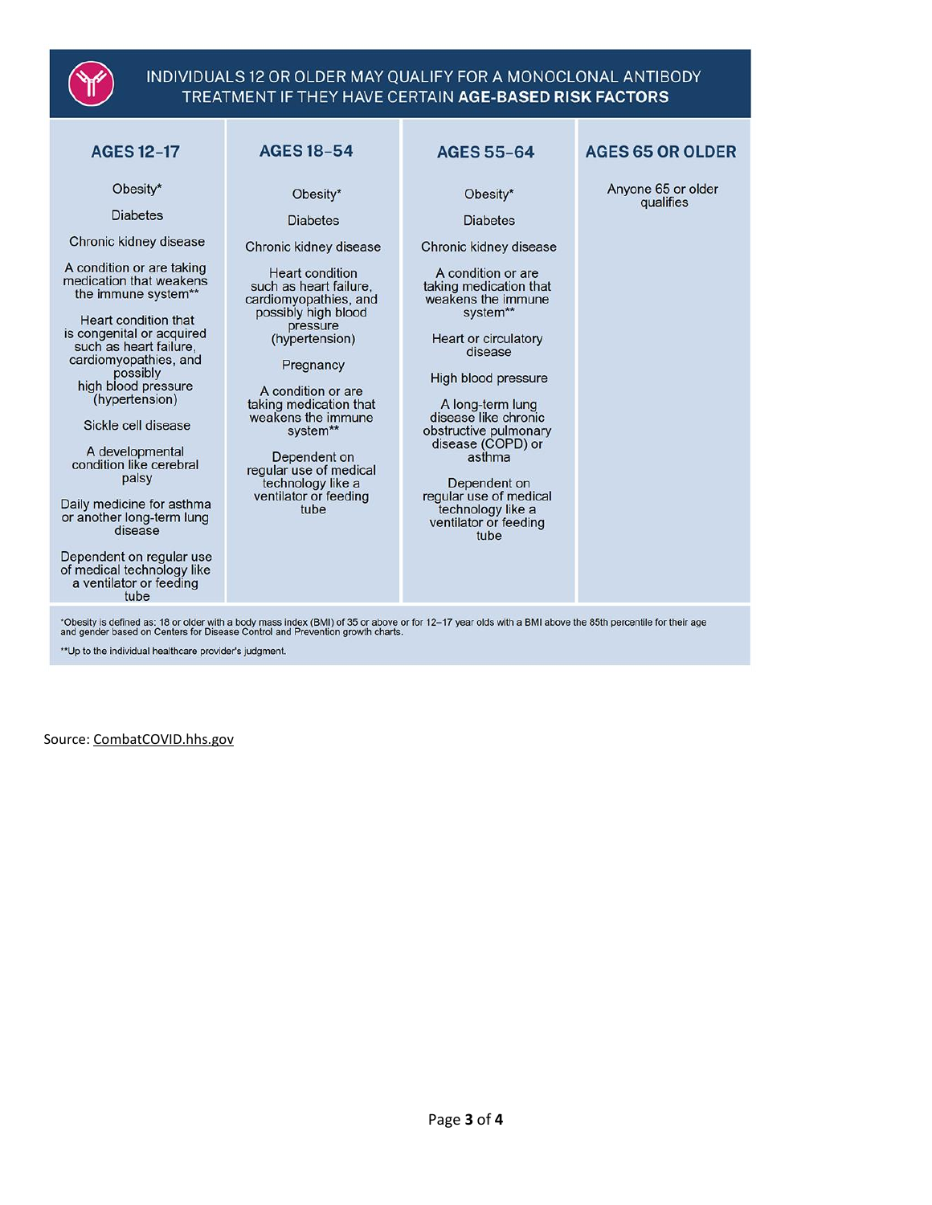## INDIVIDUALS 12 OR OLDER MAY QUALIFY FOR A MONOCLONAL ANTIBODY TREATMENT IF THEY HAVE CERTAIN **AGE-BASED RISK FACTORS**

| AGES 12–17 | AGES 18–54 | AGES 55–64 | AGES 65 OR OLDER |
|---|---|---|---|
| Obesity* | Obesity* | Obesity* | Anyone 65 or older qualifies |
| Diabetes | Diabetes | Diabetes | |
| Chronic kidney disease | Chronic kidney disease | Chronic kidney disease | |
| A condition or are taking medication that weakens the immune system** | Heart condition such as heart failure, cardiomyopathies, and possibly high blood pressure (hypertension) | A condition or are taking medication that weakens the immune system** | |
| Heart condition that is congenital or acquired such as heart failure, cardiomyopathies, and possibly high blood pressure (hypertension) | Pregnancy | Heart or circulatory disease | |
| Sickle cell disease | A condition or are taking medication that weakens the immune system** | High blood pressure | |
| A developmental condition like cerebral palsy | Dependent on regular use of medical technology like a ventilator or feeding tube | A long-term lung disease like chronic obstructive pulmonary disease (COPD) or asthma | |
| Daily medicine for asthma or another long-term lung disease | | Dependent on regular use of medical technology like a ventilator or feeding tube | |
| Dependent on regular use of medical technology like a ventilator or feeding tube | | | |

*Obesity is defined as: 18 or older with a body mass index (BMI) of 35 or above or for 12–17 year olds with a BMI above the 85th percentile for their age and gender based on Centers for Disease Control and Prevention growth charts.

**Up to the individual healthcare provider's judgment.

Source: CombatCOVID.hhs.gov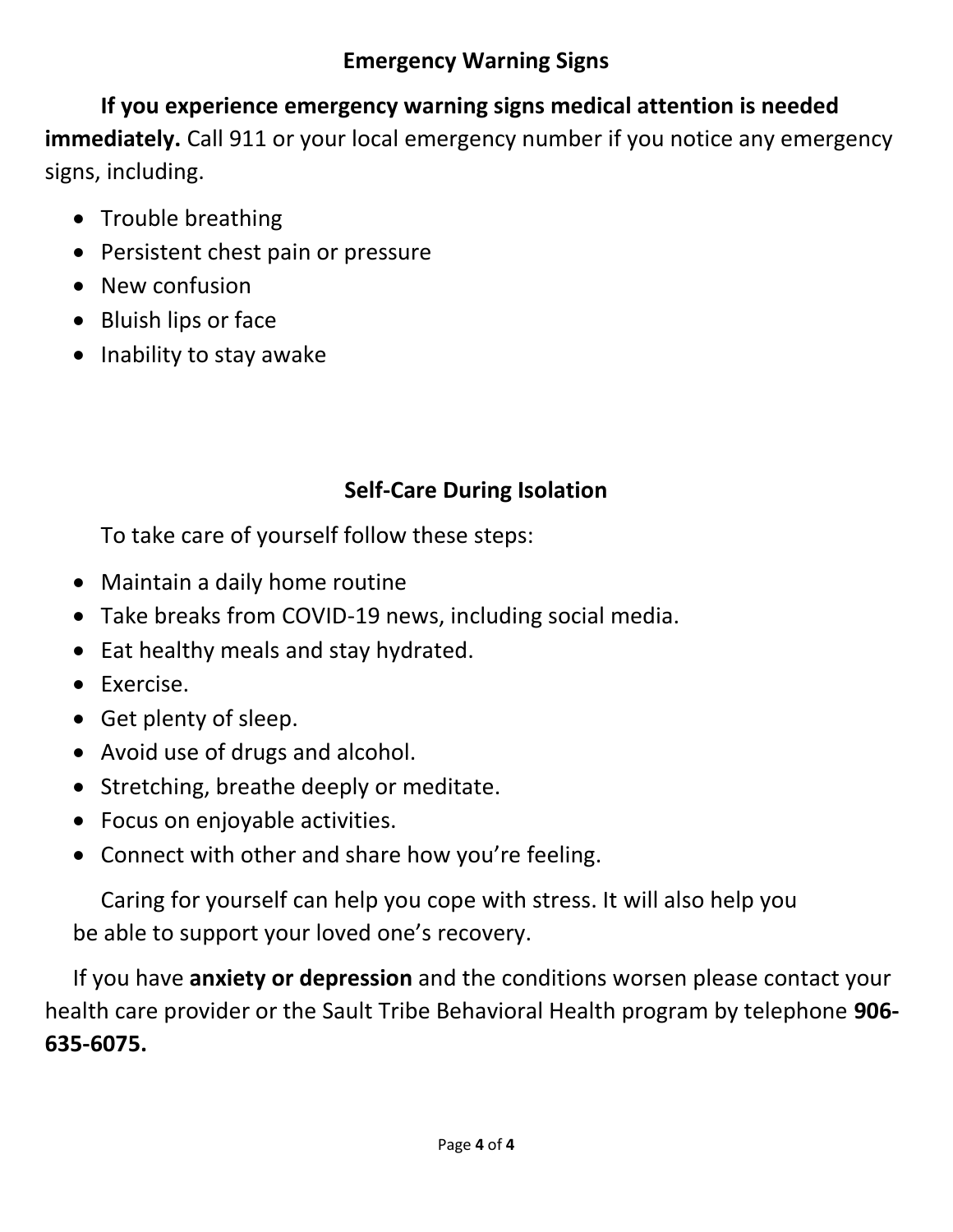## Emergency Warning Signs

**If you experience emergency warning signs medical attention is needed immediately.** Call 911 or your local emergency number if you notice any emergency signs, including.

- Trouble breathing
- Persistent chest pain or pressure
- New confusion
- Bluish lips or face
- Inability to stay awake

## Self-Care During Isolation

To take care of yourself follow these steps:

- Maintain a daily home routine
- Take breaks from COVID-19 news, including social media.
- Eat healthy meals and stay hydrated.
- Exercise.
- Get plenty of sleep.
- Avoid use of drugs and alcohol.
- Stretching, breathe deeply or meditate.
- Focus on enjoyable activities.
- Connect with other and share how you're feeling.

Caring for yourself can help you cope with stress. It will also help you be able to support your loved one's recovery.

If you have **anxiety or depression** and the conditions worsen please contact your health care provider or the Sault Tribe Behavioral Health program by telephone **906-635-6075.**